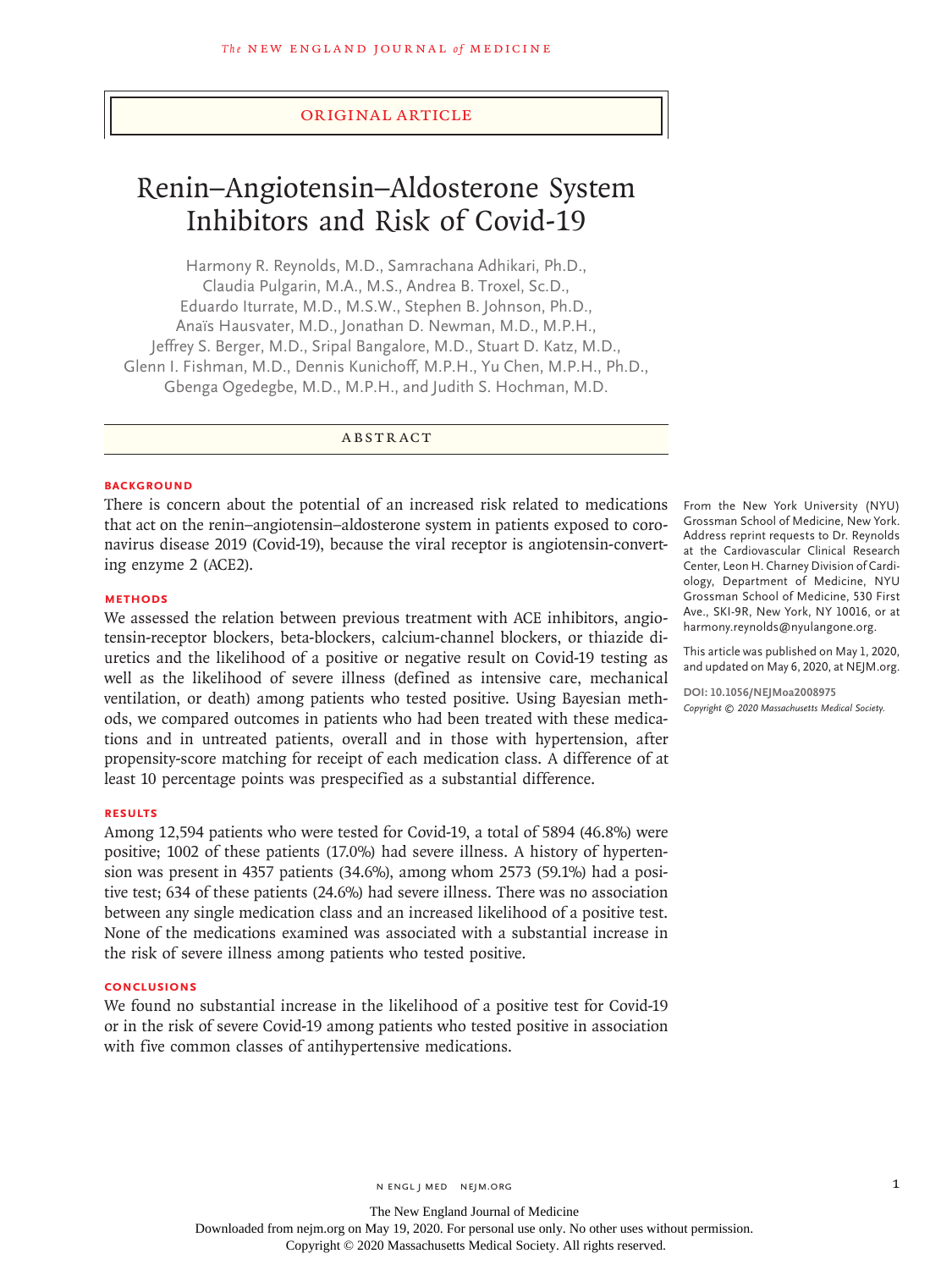Original Article

# Renin–Angiotensin–Aldosterone System Inhibitors and Risk of Covid-19

Harmony R. Reynolds, M.D., Samrachana Adhikari, Ph.D., Claudia Pulgarin, M.A., M.S., Andrea B. Troxel, Sc.D., Eduardo Iturrate, M.D., M.S.W., Stephen B. Johnson, Ph.D., Anaïs Hausvater, M.D., Jonathan D. Newman, M.D., M.P.H., Jeffrey S. Berger, M.D., Sripal Bangalore, M.D., Stuart D. Katz, M.D., Glenn I. Fishman, M.D., Dennis Kunichoff, M.P.H., Yu Chen, M.P.H., Ph.D., Gbenga Ogedegbe, M.D., M.P.H., and Judith S. Hochman, M.D.

## Abstract

### Background

There is concern about the potential of an increased risk related to medications that act on the renin–angiotensin–aldosterone system in patients exposed to coronavirus disease 2019 (Covid-19), because the viral receptor is angiotensin-converting enzyme 2 (ACE2).

### Methods

We assessed the relation between previous treatment with ACE inhibitors, angiotensin-receptor blockers, beta-blockers, calcium-channel blockers, or thiazide diuretics and the likelihood of a positive or negative result on Covid-19 testing as well as the likelihood of severe illness (defined as intensive care, mechanical ventilation, or death) among patients who tested positive. Using Bayesian methods, we compared outcomes in patients who had been treated with these medications and in untreated patients, overall and in those with hypertension, after propensity-score matching for receipt of each medication class. A difference of at least 10 percentage points was prespecified as a substantial difference.

### Results

Among 12,594 patients who were tested for Covid-19, a total of 5894 (46.8%) were positive; 1002 of these patients (17.0%) had severe illness. A history of hypertension was present in 4357 patients (34.6%), among whom 2573 (59.1%) had a positive test; 634 of these patients (24.6%) had severe illness. There was no association between any single medication class and an increased likelihood of a positive test. None of the medications examined was associated with a substantial increase in the risk of severe illness among patients who tested positive.

### Conclusions

We found no substantial increase in the likelihood of a positive test for Covid-19 or in the risk of severe Covid-19 among patients who tested positive in association with five common classes of antihypertensive medications.

From the New York University (NYU) Grossman School of Medicine, New York. Address reprint requests to Dr. Reynolds at the Cardiovascular Clinical Research Center, Leon H. Charney Division of Cardiology, Department of Medicine, NYU Grossman School of Medicine, 530 First Ave., SKI-9R, New York, NY 10016, or at harmony.reynolds@nyulangone.org.

This article was published on May 1, 2020, and updated on May 6, 2020, at NEJM.org.

DOI: 10.1056/NEJMoa2008975

*Copyright © 2020 Massachusetts Medical Society.*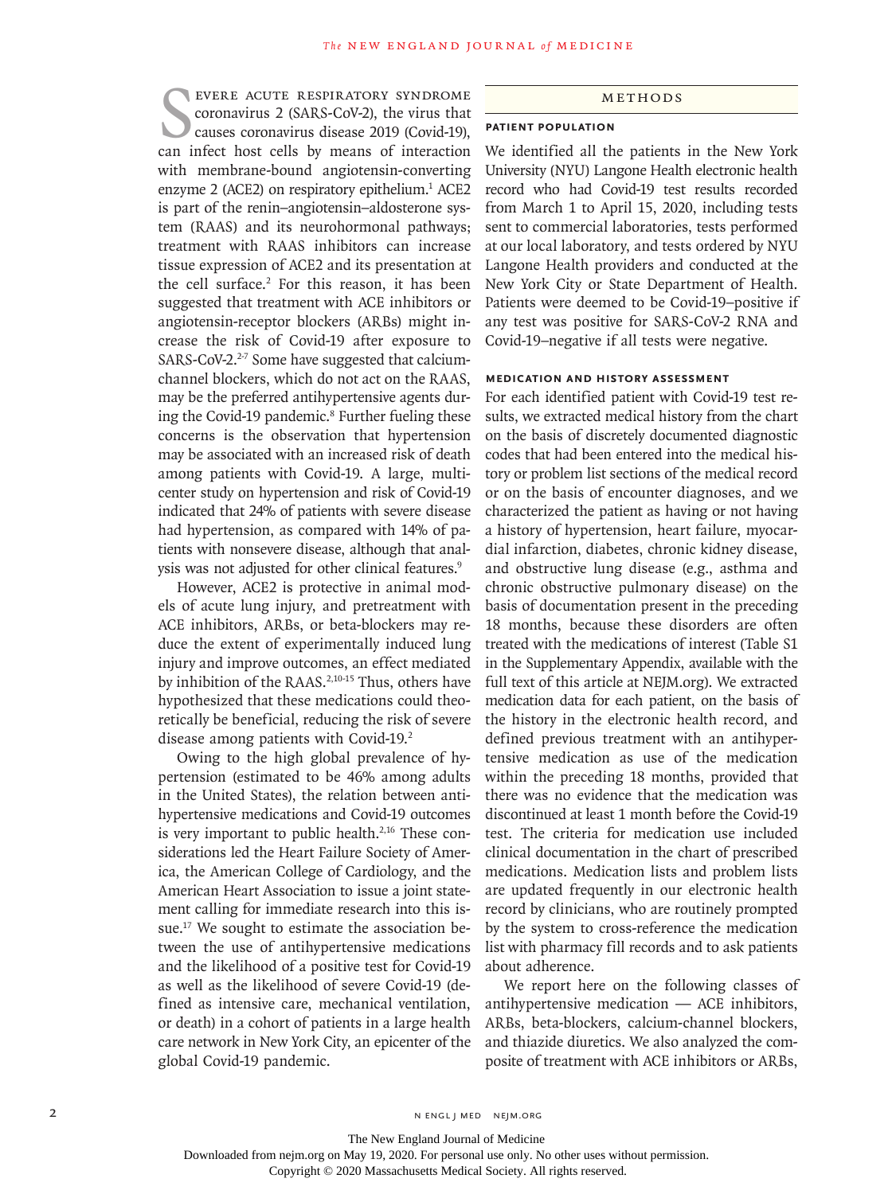Severe acute respiratory syndrome coronavirus 2 (SARS-CoV-2), the virus that causes coronavirus disease 2019 (Covid-19), can infect host cells by means of interaction with membrane-bound angiotensin-converting enzyme 2 (ACE2) on respiratory epithelium.[1] ACE2 is part of the renin–angiotensin–aldosterone system (RAAS) and its neurohormonal pathways; treatment with RAAS inhibitors can increase tissue expression of ACE2 and its presentation at the cell surface.[2] For this reason, it has been suggested that treatment with ACE inhibitors or angiotensin-receptor blockers (ARBs) might increase the risk of Covid-19 after exposure to SARS-CoV-2.[2-7] Some have suggested that calcium-channel blockers, which do not act on the RAAS, may be the preferred antihypertensive agents during the Covid-19 pandemic.[8] Further fueling these concerns is the observation that hypertension may be associated with an increased risk of death among patients with Covid-19. A large, multicenter study on hypertension and risk of Covid-19 indicated that 24% of patients with severe disease had hypertension, as compared with 14% of patients with nonsevere disease, although that analysis was not adjusted for other clinical features.[9]

However, ACE2 is protective in animal models of acute lung injury, and pretreatment with ACE inhibitors, ARBs, or beta-blockers may reduce the extent of experimentally induced lung injury and improve outcomes, an effect mediated by inhibition of the RAAS.[2,10-15] Thus, others have hypothesized that these medications could theoretically be beneficial, reducing the risk of severe disease among patients with Covid-19.[2]

Owing to the high global prevalence of hypertension (estimated to be 46% among adults in the United States), the relation between antihypertensive medications and Covid-19 outcomes is very important to public health.[2,16] These considerations led the Heart Failure Society of America, the American College of Cardiology, and the American Heart Association to issue a joint statement calling for immediate research into this issue.[17] We sought to estimate the association between the use of antihypertensive medications and the likelihood of a positive test for Covid-19 as well as the likelihood of severe Covid-19 (defined as intensive care, mechanical ventilation, or death) in a cohort of patients in a large health care network in New York City, an epicenter of the global Covid-19 pandemic.

## Methods

### Patient Population

We identified all the patients in the New York University (NYU) Langone Health electronic health record who had Covid-19 test results recorded from March 1 to April 15, 2020, including tests sent to commercial laboratories, tests performed at our local laboratory, and tests ordered by NYU Langone Health providers and conducted at the New York City or State Department of Health. Patients were deemed to be Covid-19–positive if any test was positive for SARS-CoV-2 RNA and Covid-19–negative if all tests were negative.

### Medication and History Assessment

For each identified patient with Covid-19 test results, we extracted medical history from the chart on the basis of discretely documented diagnostic codes that had been entered into the medical history or problem list sections of the medical record or on the basis of encounter diagnoses, and we characterized the patient as having or not having a history of hypertension, heart failure, myocardial infarction, diabetes, chronic kidney disease, and obstructive lung disease (e.g., asthma and chronic obstructive pulmonary disease) on the basis of documentation present in the preceding 18 months, because these disorders are often treated with the medications of interest (Table S1 in the Supplementary Appendix, available with the full text of this article at NEJM.org). We extracted medication data for each patient, on the basis of the history in the electronic health record, and defined previous treatment with an antihypertensive medication as use of the medication within the preceding 18 months, provided that there was no evidence that the medication was discontinued at least 1 month before the Covid-19 test. The criteria for medication use included clinical documentation in the chart of prescribed medications. Medication lists and problem lists are updated frequently in our electronic health record by clinicians, who are routinely prompted by the system to cross-reference the medication list with pharmacy fill records and to ask patients about adherence.

We report here on the following classes of antihypertensive medication — ACE inhibitors, ARBs, beta-blockers, calcium-channel blockers, and thiazide diuretics. We also analyzed the composite of treatment with ACE inhibitors or ARBs,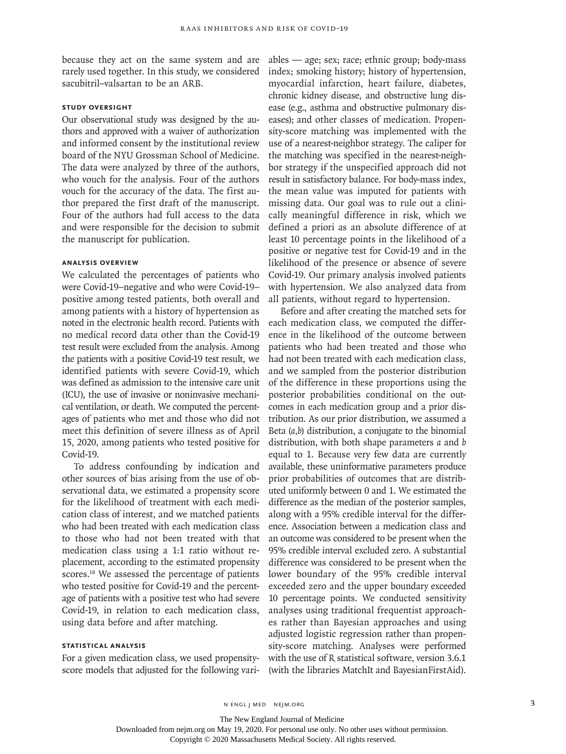because they act on the same system and are rarely used together. In this study, we considered sacubitril–valsartan to be an ARB.

### STUDY OVERSIGHT

Our observational study was designed by the authors and approved with a waiver of authorization and informed consent by the institutional review board of the NYU Grossman School of Medicine. The data were analyzed by three of the authors, who vouch for the analysis. Four of the authors vouch for the accuracy of the data. The first author prepared the first draft of the manuscript. Four of the authors had full access to the data and were responsible for the decision to submit the manuscript for publication.

### ANALYSIS OVERVIEW

We calculated the percentages of patients who were Covid-19–negative and who were Covid-19–positive among tested patients, both overall and among patients with a history of hypertension as noted in the electronic health record. Patients with no medical record data other than the Covid-19 test result were excluded from the analysis. Among the patients with a positive Covid-19 test result, we identified patients with severe Covid-19, which was defined as admission to the intensive care unit (ICU), the use of invasive or noninvasive mechanical ventilation, or death. We computed the percentages of patients who met and those who did not meet this definition of severe illness as of April 15, 2020, among patients who tested positive for Covid-19.

To address confounding by indication and other sources of bias arising from the use of observational data, we estimated a propensity score for the likelihood of treatment with each medication class of interest, and we matched patients who had been treated with each medication class to those who had not been treated with that medication class using a 1:1 ratio without replacement, according to the estimated propensity scores.[18] We assessed the percentage of patients who tested positive for Covid-19 and the percentage of patients with a positive test who had severe Covid-19, in relation to each medication class, using data before and after matching.

### STATISTICAL ANALYSIS

For a given medication class, we used propensity-score models that adjusted for the following variables — age; sex; race; ethnic group; body-mass index; smoking history; history of hypertension, myocardial infarction, heart failure, diabetes, chronic kidney disease, and obstructive lung disease (e.g., asthma and obstructive pulmonary diseases); and other classes of medication. Propensity-score matching was implemented with the use of a nearest-neighbor strategy. The caliper for the matching was specified in the nearest-neighbor strategy if the unspecified approach did not result in satisfactory balance. For body-mass index, the mean value was imputed for patients with missing data. Our goal was to rule out a clinically meaningful difference in risk, which we defined a priori as an absolute difference of at least 10 percentage points in the likelihood of a positive or negative test for Covid-19 and in the likelihood of the presence or absence of severe Covid-19. Our primary analysis involved patients with hypertension. We also analyzed data from all patients, without regard to hypertension.

Before and after creating the matched sets for each medication class, we computed the difference in the likelihood of the outcome between patients who had been treated and those who had not been treated with each medication class, and we sampled from the posterior distribution of the difference in these proportions using the posterior probabilities conditional on the outcomes in each medication group and a prior distribution. As our prior distribution, we assumed a Beta $(a,b)$ distribution, a conjugate to the binomial distribution, with both shape parameters $a$ and $b$ equal to 1. Because very few data are currently available, these uninformative parameters produce prior probabilities of outcomes that are distributed uniformly between 0 and 1. We estimated the difference as the median of the posterior samples, along with a 95% credible interval for the difference. Association between a medication class and an outcome was considered to be present when the 95% credible interval excluded zero. A substantial difference was considered to be present when the lower boundary of the 95% credible interval exceeded zero and the upper boundary exceeded 10 percentage points. We conducted sensitivity analyses using traditional frequentist approaches rather than Bayesian approaches and using adjusted logistic regression rather than propensity-score matching. Analyses were performed with the use of R statistical software, version 3.6.1 (with the libraries MatchIt and BayesianFirstAid).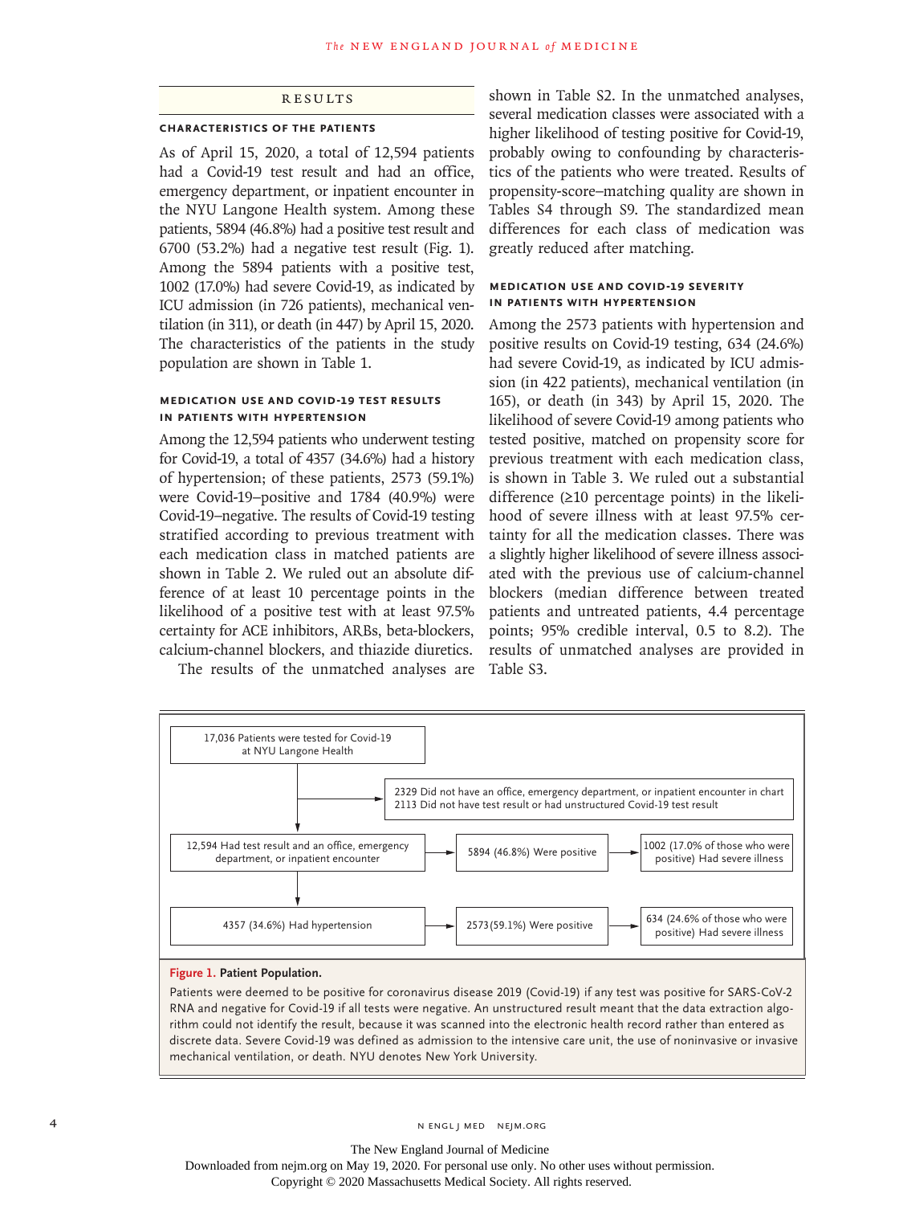## RESULTS

### CHARACTERISTICS OF THE PATIENTS

As of April 15, 2020, a total of 12,594 patients had a Covid-19 test result and had an office, emergency department, or inpatient encounter in the NYU Langone Health system. Among these patients, 5894 (46.8%) had a positive test result and 6700 (53.2%) had a negative test result (Fig. 1). Among the 5894 patients with a positive test, 1002 (17.0%) had severe Covid-19, as indicated by ICU admission (in 726 patients), mechanical ventilation (in 311), or death (in 447) by April 15, 2020. The characteristics of the patients in the study population are shown in Table 1.

### MEDICATION USE AND COVID-19 TEST RESULTS IN PATIENTS WITH HYPERTENSION

Among the 12,594 patients who underwent testing for Covid-19, a total of 4357 (34.6%) had a history of hypertension; of these patients, 2573 (59.1%) were Covid-19–positive and 1784 (40.9%) were Covid-19–negative. The results of Covid-19 testing stratified according to previous treatment with each medication class in matched patients are shown in Table 2. We ruled out an absolute difference of at least 10 percentage points in the likelihood of a positive test with at least 97.5% certainty for ACE inhibitors, ARBs, beta-blockers, calcium-channel blockers, and thiazide diuretics.

The results of the unmatched analyses are shown in Table S2. In the unmatched analyses, several medication classes were associated with a higher likelihood of testing positive for Covid-19, probably owing to confounding by characteristics of the patients who were treated. Results of propensity-score–matching quality are shown in Tables S4 through S9. The standardized mean differences for each class of medication was greatly reduced after matching.

### MEDICATION USE AND COVID-19 SEVERITY IN PATIENTS WITH HYPERTENSION

Among the 2573 patients with hypertension and positive results on Covid-19 testing, 634 (24.6%) had severe Covid-19, as indicated by ICU admission (in 422 patients), mechanical ventilation (in 165), or death (in 343) by April 15, 2020. The likelihood of severe Covid-19 among patients who tested positive, matched on propensity score for previous treatment with each medication class, is shown in Table 3. We ruled out a substantial difference (≥10 percentage points) in the likelihood of severe illness with at least 97.5% certainty for all the medication classes. There was a slightly higher likelihood of severe illness associated with the previous use of calcium-channel blockers (median difference between treated patients and untreated patients, 4.4 percentage points; 95% credible interval, 0.5 to 8.2). The results of unmatched analyses are provided in Table S3.

17,036 Patients were tested for Covid-19 at NYU Langone Health

→ 2329 Did not have an office, emergency department, or inpatient encounter in chart
2113 Did not have test result or had unstructured Covid-19 test result

12,594 Had test result and an office, emergency department, or inpatient encounter → 5894 (46.8%) Were positive → 1002 (17.0% of those who were positive) Had severe illness

4357 (34.6%) Had hypertension → 2573 (59.1%) Were positive → 634 (24.6% of those who were positive) Had severe illness

**Figure 1. Patient Population.**

Patients were deemed to be positive for coronavirus disease 2019 (Covid-19) if any test was positive for SARS-CoV-2 RNA and negative for Covid-19 if all tests were negative. An unstructured result meant that the data extraction algorithm could not identify the result, because it was scanned into the electronic health record rather than entered as discrete data. Severe Covid-19 was defined as admission to the intensive care unit, the use of noninvasive or invasive mechanical ventilation, or death. NYU denotes New York University.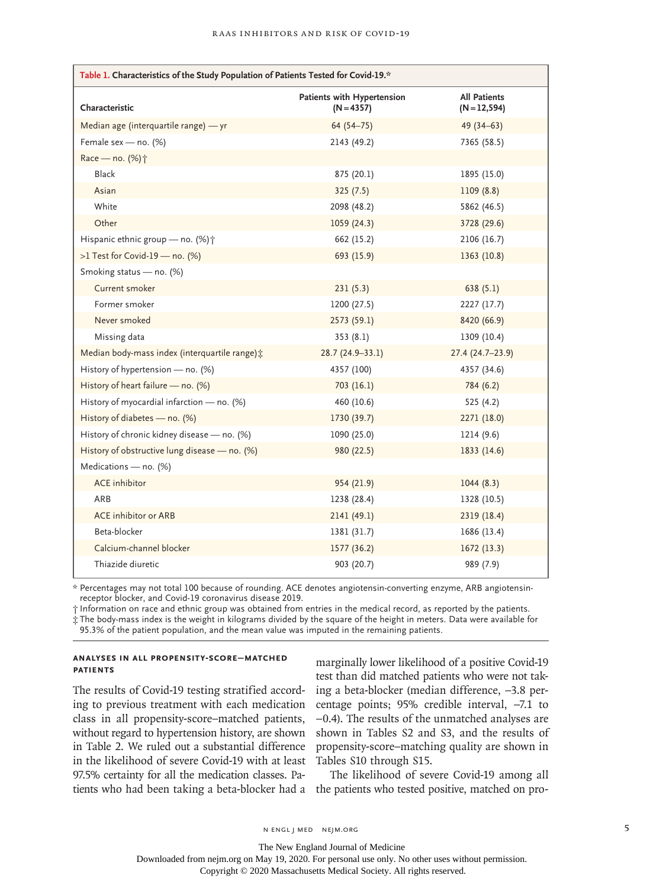**Table 1. Characteristics of the Study Population of Patients Tested for Covid-19.***

| Characteristic | Patients with Hypertension (N = 4357) | All Patients (N = 12,594) |
|---|---|---|
| Median age (interquartile range) — yr | 64 (54–75) | 49 (34–63) |
| Female sex — no. (%) | 2143 (49.2) | 7365 (58.5) |
| Race — no. (%)† | | |
| Black | 875 (20.1) | 1895 (15.0) |
| Asian | 325 (7.5) | 1109 (8.8) |
| White | 2098 (48.2) | 5862 (46.5) |
| Other | 1059 (24.3) | 3728 (29.6) |
| Hispanic ethnic group — no. (%)† | 662 (15.2) | 2106 (16.7) |
| >1 Test for Covid-19 — no. (%) | 693 (15.9) | 1363 (10.8) |
| Smoking status — no. (%) | | |
| Current smoker | 231 (5.3) | 638 (5.1) |
| Former smoker | 1200 (27.5) | 2227 (17.7) |
| Never smoked | 2573 (59.1) | 8420 (66.9) |
| Missing data | 353 (8.1) | 1309 (10.4) |
| Median body-mass index (interquartile range)‡ | 28.7 (24.9–33.1) | 27.4 (24.7–23.9) |
| History of hypertension — no. (%) | 4357 (100) | 4357 (34.6) |
| History of heart failure — no. (%) | 703 (16.1) | 784 (6.2) |
| History of myocardial infarction — no. (%) | 460 (10.6) | 525 (4.2) |
| History of diabetes — no. (%) | 1730 (39.7) | 2271 (18.0) |
| History of chronic kidney disease — no. (%) | 1090 (25.0) | 1214 (9.6) |
| History of obstructive lung disease — no. (%) | 980 (22.5) | 1833 (14.6) |
| Medications — no. (%) | | |
| ACE inhibitor | 954 (21.9) | 1044 (8.3) |
| ARB | 1238 (28.4) | 1328 (10.5) |
| ACE inhibitor or ARB | 2141 (49.1) | 2319 (18.4) |
| Beta-blocker | 1381 (31.7) | 1686 (13.4) |
| Calcium-channel blocker | 1577 (36.2) | 1672 (13.3) |
| Thiazide diuretic | 903 (20.7) | 989 (7.9) |

\* Percentages may not total 100 because of rounding. ACE denotes angiotensin-converting enzyme, ARB angiotensin-receptor blocker, and Covid-19 coronavirus disease 2019.

† Information on race and ethnic group was obtained from entries in the medical record, as reported by the patients.

‡ The body-mass index is the weight in kilograms divided by the square of the height in meters. Data were available for 95.3% of the patient population, and the mean value was imputed in the remaining patients.

### ANALYSES IN ALL PROPENSITY-SCORE–MATCHED PATIENTS

The results of Covid-19 testing stratified according to previous treatment with each medication class in all propensity-score–matched patients, without regard to hypertension history, are shown in Table 2. We ruled out a substantial difference in the likelihood of severe Covid-19 with at least 97.5% certainty for all the medication classes. Patients who had been taking a beta-blocker had a marginally lower likelihood of a positive Covid-19 test than did matched patients who were not taking a beta-blocker (median difference, −3.8 percentage points; 95% credible interval, −7.1 to −0.4). The results of the unmatched analyses are shown in Tables S2 and S3, and the results of propensity-score–matching quality are shown in Tables S10 through S15.

The likelihood of severe Covid-19 among all the patients who tested positive, matched on pro-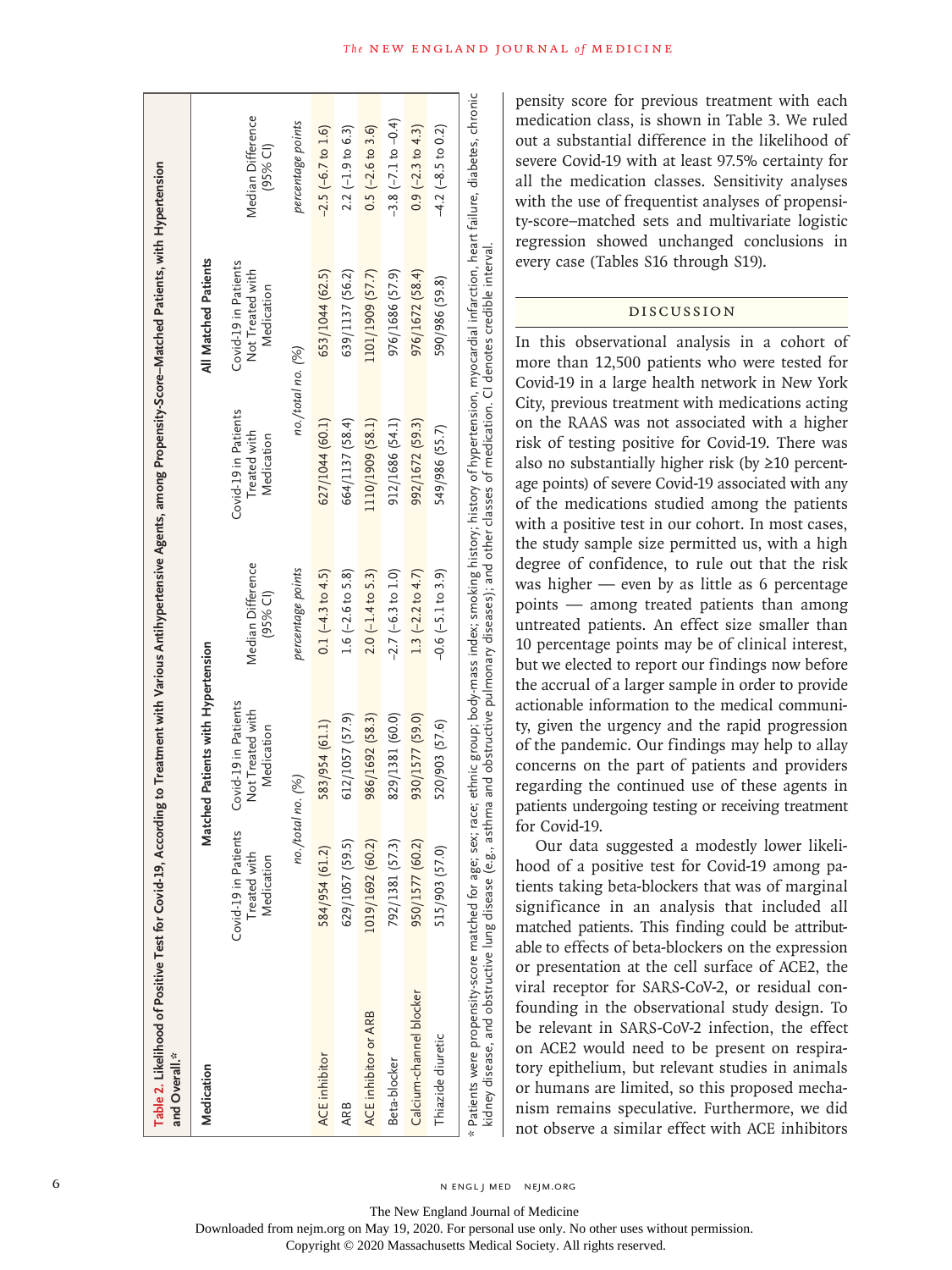**Table 2. Likelihood of Positive Test for Covid-19, According to Treatment with Various Antihypertensive Agents, among Propensity-Score–Matched Patients, with Hypertension and Overall.***

| Medication | Matched Patients with Hypertension | | | All Matched Patients | | |
|---|---|---|---|---|---|---|
| | Covid-19 in Patients Treated with Medication | Covid-19 in Patients Not Treated with Medication | Median Difference (95% CI) | Covid-19 in Patients Treated with Medication | Covid-19 in Patients Not Treated with Medication | Median Difference (95% CI) |
| | no./total no. (%) | | percentage points | no./total no. (%) | | percentage points |
| ACE inhibitor | 584/954 (61.2) | 583/954 (61.1) | 0.1 (−4.3 to 4.5) | 627/1044 (60.1) | 653/1044 (62.5) | −2.5 (−6.7 to 1.6) |
| ARB | 629/1057 (59.5) | 612/1057 (57.9) | 1.6 (−2.6 to 5.8) | 664/1137 (58.4) | 639/1137 (56.2) | 2.2 (−1.9 to 6.3) |
| ACE inhibitor or ARB | 1019/1692 (60.2) | 986/1692 (58.3) | 2.0 (−1.4 to 5.3) | 1110/1909 (58.1) | 1101/1909 (57.7) | 0.5 (−2.6 to 3.6) |
| Beta-blocker | 792/1381 (57.3) | 829/1381 (60.0) | −2.7 (−6.3 to 1.0) | 912/1686 (54.1) | 976/1686 (57.9) | −3.8 (−7.1 to −0.4) |
| Calcium-channel blocker | 950/1577 (60.2) | 930/1577 (59.0) | 1.3 (−2.2 to 4.7) | 992/1672 (59.3) | 976/1672 (58.4) | 0.9 (−2.3 to 4.3) |
| Thiazide diuretic | 515/903 (57.0) | 520/903 (57.6) | −0.6 (−5.1 to 3.9) | 549/986 (55.7) | 590/986 (59.8) | −4.2 (−8.5 to 0.2) |

\* Patients were propensity-score matched for age; sex; race; ethnic group; body-mass index; smoking history; history of hypertension, myocardial infarction, heart failure, diabetes, chronic kidney disease, and obstructive lung disease (e.g., asthma and obstructive pulmonary diseases); and other classes of medication. CI denotes credible interval.

pensity score for previous treatment with each medication class, is shown in Table 3. We ruled out a substantial difference in the likelihood of severe Covid-19 with at least 97.5% certainty for all the medication classes. Sensitivity analyses with the use of frequentist analyses of propensity-score–matched sets and multivariate logistic regression showed unchanged conclusions in every case (Tables S16 through S19).

## Discussion

In this observational analysis in a cohort of more than 12,500 patients who were tested for Covid-19 in a large health network in New York City, previous treatment with medications acting on the RAAS was not associated with a higher risk of testing positive for Covid-19. There was also no substantially higher risk (by ≥10 percentage points) of severe Covid-19 associated with any of the medications studied among the patients with a positive test in our cohort. In most cases, the study sample size permitted us, with a high degree of confidence, to rule out that the risk was higher — even by as little as 6 percentage points — among treated patients than among untreated patients. An effect size smaller than 10 percentage points may be of clinical interest, but we elected to report our findings now before the accrual of a larger sample in order to provide actionable information to the medical community, given the urgency and the rapid progression of the pandemic. Our findings may help to allay concerns on the part of patients and providers regarding the continued use of these agents in patients undergoing testing or receiving treatment for Covid-19.

Our data suggested a modestly lower likelihood of a positive test for Covid-19 among patients taking beta-blockers that was of marginal significance in an analysis that included all matched patients. This finding could be attributable to effects of beta-blockers on the expression or presentation at the cell surface of ACE2, the viral receptor for SARS-CoV-2, or residual confounding in the observational study design. To be relevant in SARS-CoV-2 infection, the effect on ACE2 would need to be present on respiratory epithelium, but relevant studies in animals or humans are limited, so this proposed mechanism remains speculative. Furthermore, we did not observe a similar effect with ACE inhibitors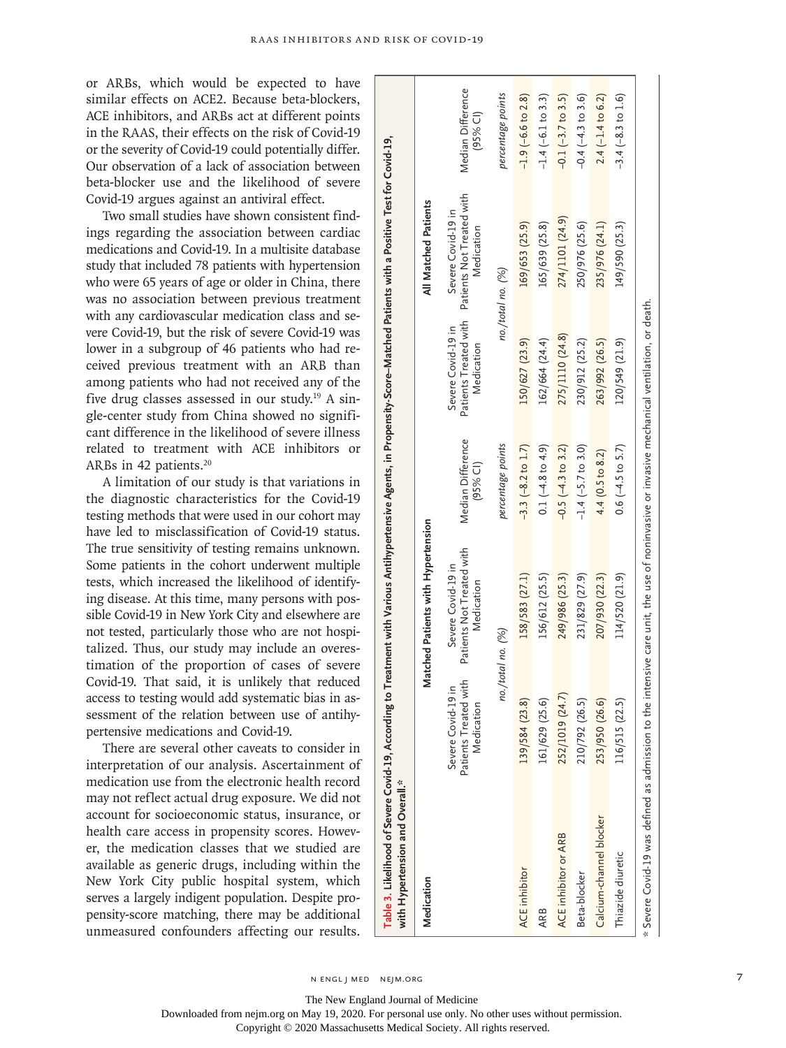or ARBs, which would be expected to have similar effects on ACE2. Because beta-blockers, ACE inhibitors, and ARBs act at different points in the RAAS, their effects on the risk of Covid-19 or the severity of Covid-19 could potentially differ. Our observation of a lack of association between beta-blocker use and the likelihood of severe Covid-19 argues against an antiviral effect.

Two small studies have shown consistent findings regarding the association between cardiac medications and Covid-19. In a multisite database study that included 78 patients with hypertension who were 65 years of age or older in China, there was no association between previous treatment with any cardiovascular medication class and severe Covid-19, but the risk of severe Covid-19 was lower in a subgroup of 46 patients who had received previous treatment with an ARB than among patients who had not received any of the five drug classes assessed in our study.[19] A single-center study from China showed no significant difference in the likelihood of severe illness related to treatment with ACE inhibitors or ARBs in 42 patients.[20]

A limitation of our study is that variations in the diagnostic characteristics for the Covid-19 testing methods that were used in our cohort may have led to misclassification of Covid-19 status. The true sensitivity of testing remains unknown. Some patients in the cohort underwent multiple tests, which increased the likelihood of identifying disease. At this time, many persons with possible Covid-19 in New York City and elsewhere are not tested, particularly those who are not hospitalized. Thus, our study may include an overestimation of the proportion of cases of severe Covid-19. That said, it is unlikely that reduced access to testing would add systematic bias in assessment of the relation between use of antihypertensive medications and Covid-19.

There are several other caveats to consider in interpretation of our analysis. Ascertainment of medication use from the electronic health record may not reflect actual drug exposure. We did not account for socioeconomic status, insurance, or health care access in propensity scores. However, the medication classes that we studied are available as generic drugs, including within the New York City public hospital system, which serves a largely indigent population. Despite propensity-score matching, there may be additional unmeasured confounders affecting our results.

**Table 3. Likelihood of Severe Covid-19, According to Treatment with Various Antihypertensive Agents, in Propensity-Score–Matched Patients with a Positive Test for Covid-19, with Hypertension and Overall.***

| Medication | Matched Patients with Hypertension | | | All Matched Patients | | |
|---|---|---|---|---|---|---|
| | Severe Covid-19 in Patients Treated with Medication | Severe Covid-19 in Patients Not Treated with Medication | Median Difference (95% CI) | Severe Covid-19 in Patients Treated with Medication | Severe Covid-19 in Patients Not Treated with Medication | Median Difference (95% CI) |
| | *no./total no. (%)* | | *percentage points* | *no./total no. (%)* | | *percentage points* |
| ACE inhibitor | 139/584 (23.8) | 158/583 (27.1) | −3.3 (−8.2 to 1.7) | 150/627 (23.9) | 169/653 (25.9) | −1.9 (−6.6 to 2.8) |
| ARB | 161/629 (25.6) | 156/612 (25.5) | 0.1 (−4.8 to 4.9) | 162/664 (24.4) | 165/639 (25.8) | −1.4 (−6.1 to 3.3) |
| ACE inhibitor or ARB | 252/1019 (24.7) | 249/986 (25.3) | −0.5 (−4.3 to 3.2) | 275/1110 (24.8) | 274/1101 (24.9) | −0.1 (−3.7 to 3.5) |
| Beta-blocker | 210/792 (26.5) | 231/829 (27.9) | −1.4 (−5.7 to 3.0) | 230/912 (25.2) | 250/976 (25.6) | −0.4 (−4.3 to 3.6) |
| Calcium-channel blocker | 253/950 (26.6) | 207/930 (22.3) | 4.4 (0.5 to 8.2) | 263/992 (26.5) | 235/976 (24.1) | 2.4 (−1.4 to 6.2) |
| Thiazide diuretic | 116/515 (22.5) | 114/520 (21.9) | 0.6 (−4.5 to 5.7) | 120/549 (21.9) | 149/590 (25.3) | −3.4 (−8.3 to 1.6) |

\* Severe Covid-19 was defined as admission to the intensive care unit, the use of noninvasive or invasive mechanical ventilation, or death.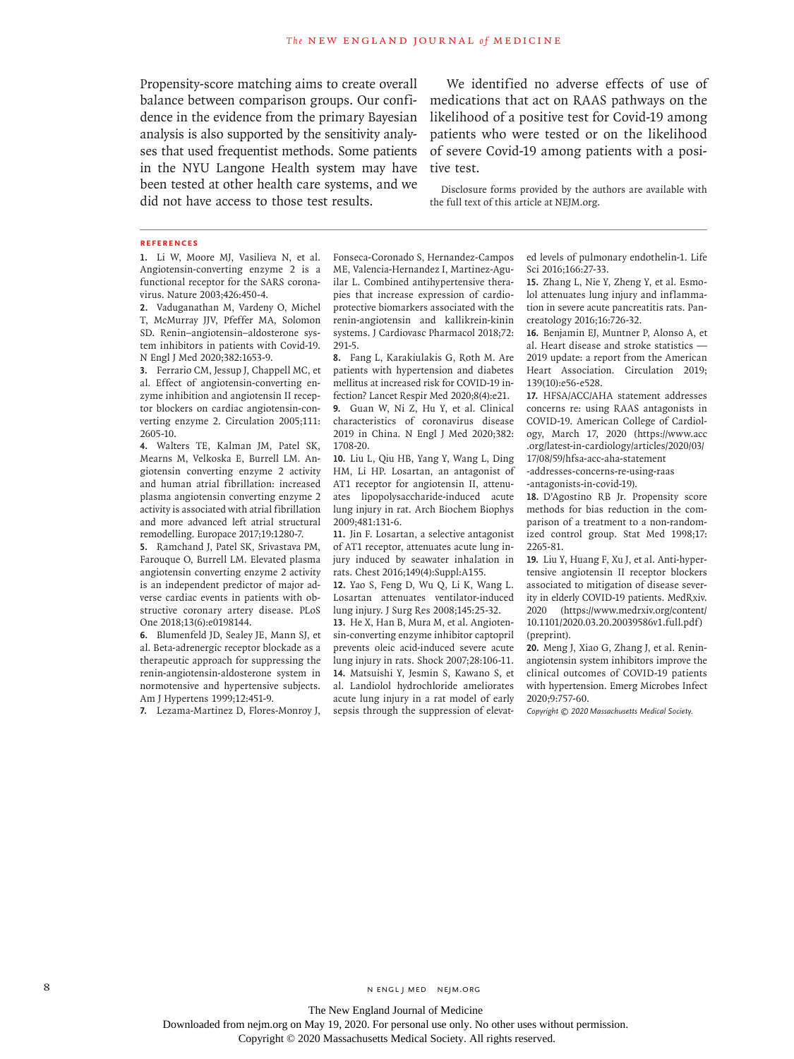Propensity-score matching aims to create overall balance between comparison groups. Our confidence in the evidence from the primary Bayesian analysis is also supported by the sensitivity analyses that used frequentist methods. Some patients in the NYU Langone Health system may have been tested at other health care systems, and we did not have access to those test results.

We identified no adverse effects of use of medications that act on RAAS pathways on the likelihood of a positive test for Covid-19 among patients who were tested or on the likelihood of severe Covid-19 among patients with a positive test.

Disclosure forms provided by the authors are available with the full text of this article at NEJM.org.

## References

1. Li W, Moore MJ, Vasilieva N, et al. Angiotensin-converting enzyme 2 is a functional receptor for the SARS coronavirus. Nature 2003;426:450-4.
2. Vaduganathan M, Vardeny O, Michel T, McMurray JJV, Pfeffer MA, Solomon SD. Renin–angiotensin–aldosterone system inhibitors in patients with Covid-19. N Engl J Med 2020;382:1653-9.
3. Ferrario CM, Jessup J, Chappell MC, et al. Effect of angiotensin-converting enzyme inhibition and angiotensin II receptor blockers on cardiac angiotensin-converting enzyme 2. Circulation 2005;111:2605-10.
4. Walters TE, Kalman JM, Patel SK, Mearns M, Velkoska E, Burrell LM. Angiotensin converting enzyme 2 activity and human atrial fibrillation: increased plasma angiotensin converting enzyme 2 activity is associated with atrial fibrillation and more advanced left atrial structural remodelling. Europace 2017;19:1280-7.
5. Ramchand J, Patel SK, Srivastava PM, Farouque O, Burrell LM. Elevated plasma angiotensin converting enzyme 2 activity is an independent predictor of major adverse cardiac events in patients with obstructive coronary artery disease. PLoS One 2018;13(6):e0198144.
6. Blumenfeld JD, Sealey JE, Mann SJ, et al. Beta-adrenergic receptor blockade as a therapeutic approach for suppressing the renin-angiotensin-aldosterone system in normotensive and hypertensive subjects. Am J Hypertens 1999;12:451-9.
7. Lezama-Martinez D, Flores-Monroy J, Fonseca-Coronado S, Hernandez-Campos ME, Valencia-Hernandez I, Martinez-Aguilar L. Combined antihypertensive therapies that increase expression of cardioprotective biomarkers associated with the renin-angiotensin and kallikrein-kinin systems. J Cardiovasc Pharmacol 2018;72:291-5.
8. Fang L, Karakiulakis G, Roth M. Are patients with hypertension and diabetes mellitus at increased risk for COVID-19 infection? Lancet Respir Med 2020;8(4):e21.
9. Guan W, Ni Z, Hu Y, et al. Clinical characteristics of coronavirus disease 2019 in China. N Engl J Med 2020;382:1708-20.
10. Liu L, Qiu HB, Yang Y, Wang L, Ding HM, Li HP. Losartan, an antagonist of AT1 receptor for angiotensin II, attenuates lipopolysaccharide-induced acute lung injury in rat. Arch Biochem Biophys 2009;481:131-6.
11. Jin F. Losartan, a selective antagonist of AT1 receptor, attenuates acute lung injury induced by seawater inhalation in rats. Chest 2016;149(4):Suppl:A155.
12. Yao S, Feng D, Wu Q, Li K, Wang L. Losartan attenuates ventilator-induced lung injury. J Surg Res 2008;145:25-32.
13. He X, Han B, Mura M, et al. Angiotensin-converting enzyme inhibitor captopril prevents oleic acid-induced severe acute lung injury in rats. Shock 2007;28:106-11.
14. Matsuishi Y, Jesmin S, Kawano S, et al. Landiolol hydrochloride ameliorates acute lung injury in a rat model of early sepsis through the suppression of elevated levels of pulmonary endothelin-1. Life Sci 2016;166:27-33.
15. Zhang L, Nie Y, Zheng Y, et al. Esmolol attenuates lung injury and inflammation in severe acute pancreatitis rats. Pancreatology 2016;16:726-32.
16. Benjamin EJ, Muntner P, Alonso A, et al. Heart disease and stroke statistics — 2019 update: a report from the American Heart Association. Circulation 2019;139(10):e56-e528.
17. HFSA/ACC/AHA statement addresses concerns re: using RAAS antagonists in COVID-19. American College of Cardiology, March 17, 2020 (https://www.acc.org/latest-in-cardiology/articles/2020/03/17/08/59/hfsa-acc-aha-statement-addresses-concerns-re-using-raas-antagonists-in-covid-19).
18. D'Agostino RB Jr. Propensity score methods for bias reduction in the comparison of a treatment to a non-randomized control group. Stat Med 1998;17:2265-81.
19. Liu Y, Huang F, Xu J, et al. Anti-hypertensive angiotensin II receptor blockers associated to mitigation of disease severity in elderly COVID-19 patients. MedRxiv. 2020 (https://www.medrxiv.org/content/10.1101/2020.03.20.20039586v1.full.pdf) (preprint).
20. Meng J, Xiao G, Zhang J, et al. Renin-angiotensin system inhibitors improve the clinical outcomes of COVID-19 patients with hypertension. Emerg Microbes Infect 2020;9:757-60.

*Copyright © 2020 Massachusetts Medical Society.*